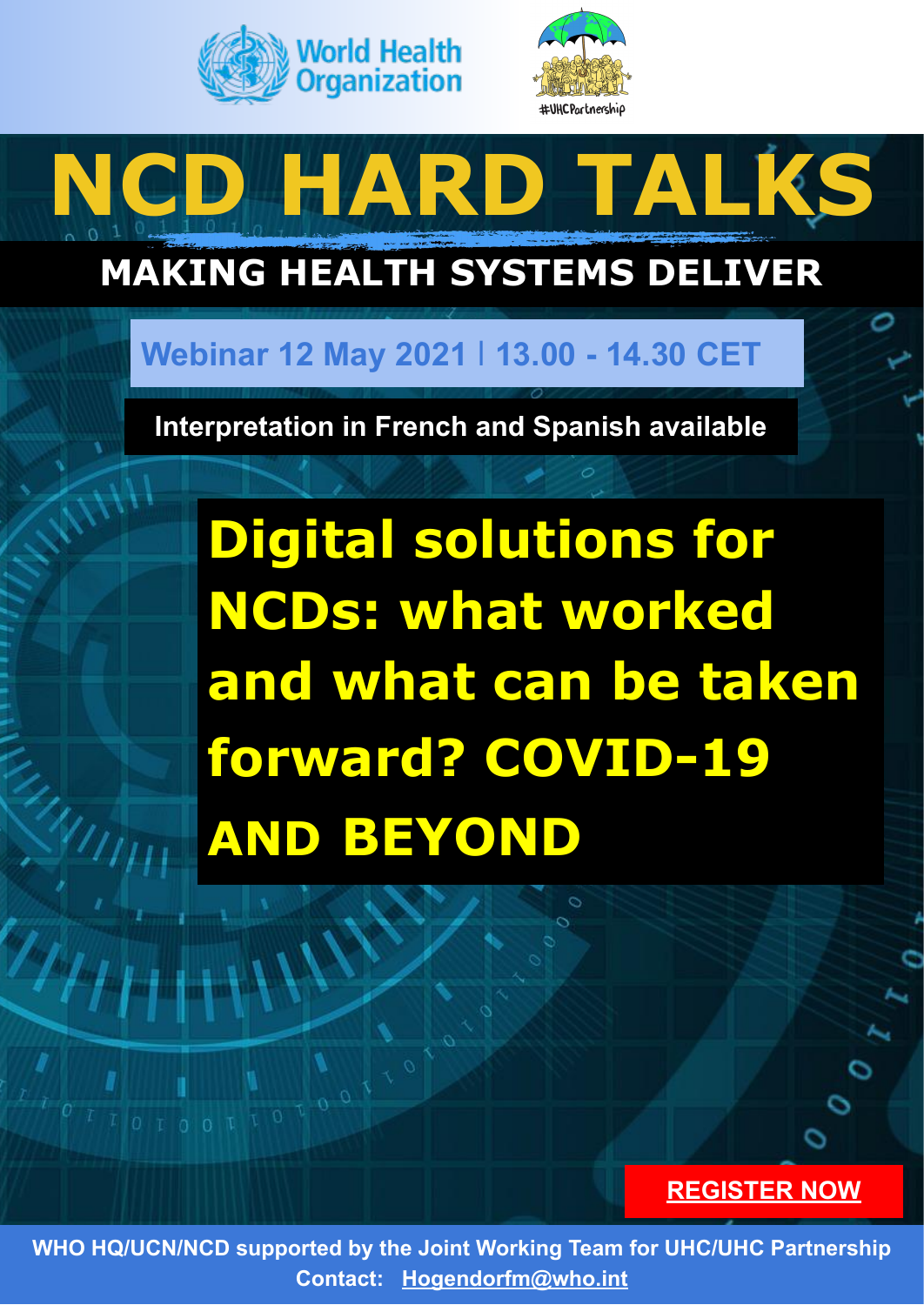World Health Organization

#UHCPartnership

# NCD HARD TALKS

## MAKING HEALTH SYSTEMS DELIVER

**Webinar 12 May 2021 | 13.00 - 14.30 CET**

**Interpretation in French and Spanish available**

## Digital solutions for NCDs: what worked and what can be taken forward? COVID-19 AND BEYOND

**REGISTER NOW**

**WHO HQ/UCN/NCD supported by the Joint Working Team for UHC/UHC Partnership**

**Contact: Hogendorfm@who.int**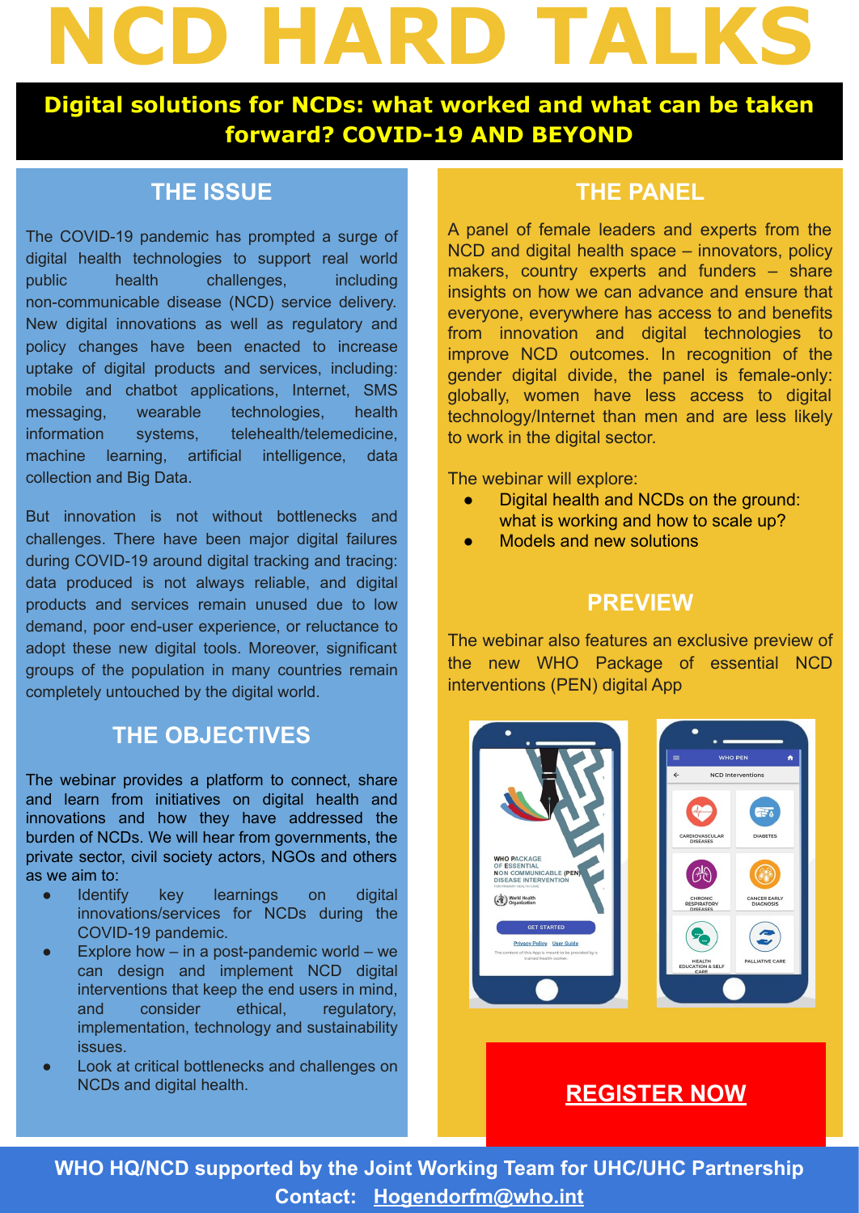# NCD HARD TALKS

**Digital solutions for NCDs: what worked and what can be taken forward? COVID-19 AND BEYOND**

## THE ISSUE

The COVID-19 pandemic has prompted a surge of digital health technologies to support real world public health challenges, including non-communicable disease (NCD) service delivery. New digital innovations as well as regulatory and policy changes have been enacted to increase uptake of digital products and services, including: mobile and chatbot applications, Internet, SMS messaging, wearable technologies, health information systems, telehealth/telemedicine, machine learning, artificial intelligence, data collection and Big Data.

But innovation is not without bottlenecks and challenges. There have been major digital failures during COVID-19 around digital tracking and tracing: data produced is not always reliable, and digital products and services remain unused due to low demand, poor end-user experience, or reluctance to adopt these new digital tools. Moreover, significant groups of the population in many countries remain completely untouched by the digital world.

## THE OBJECTIVES

The webinar provides a platform to connect, share and learn from initiatives on digital health and innovations and how they have addressed the burden of NCDs. We will hear from governments, the private sector, civil society actors, NGOs and others as we aim to:

- Identify key learnings on digital innovations/services for NCDs during the COVID-19 pandemic.
- Explore how – in a post-pandemic world – we can design and implement NCD digital interventions that keep the end users in mind, and consider ethical, regulatory, implementation, technology and sustainability issues.
- Look at critical bottlenecks and challenges on NCDs and digital health.

## THE PANEL

A panel of female leaders and experts from the NCD and digital health space – innovators, policy makers, country experts and funders – share insights on how we can advance and ensure that everyone, everywhere has access to and benefits from innovation and digital technologies to improve NCD outcomes. In recognition of the gender digital divide, the panel is female-only: globally, women have less access to digital technology/Internet than men and are less likely to work in the digital sector.

The webinar will explore:

- Digital health and NCDs on the ground: what is working and how to scale up?
- Models and new solutions

## PREVIEW

The webinar also features an exclusive preview of the new WHO Package of essential NCD interventions (PEN) digital App

WHO PACKAGE OF ESSENTIAL NON COMMUNICABLE (PEN) DISEASE INTERVENTION

FOR PRIMARY HEALTH CARE

World Health Organization

GET STARTED

Privacy Policy User Guide

The content of this App is meant to be provided by a trained health worker.

WHO PEN

NCD Interventions

CARDIOVASCULAR DISEASES

DIABETES

CHRONIC RESPIRATORY DISEASES

CANCER EARLY DIAGNOSIS

HEALTH EDUCATION & SELF CARE

PALLIATIVE CARE

**REGISTER NOW**

**WHO HQ/NCD supported by the Joint Working Team for UHC/UHC Partnership**

**Contact: Hogendorfm@who.int**